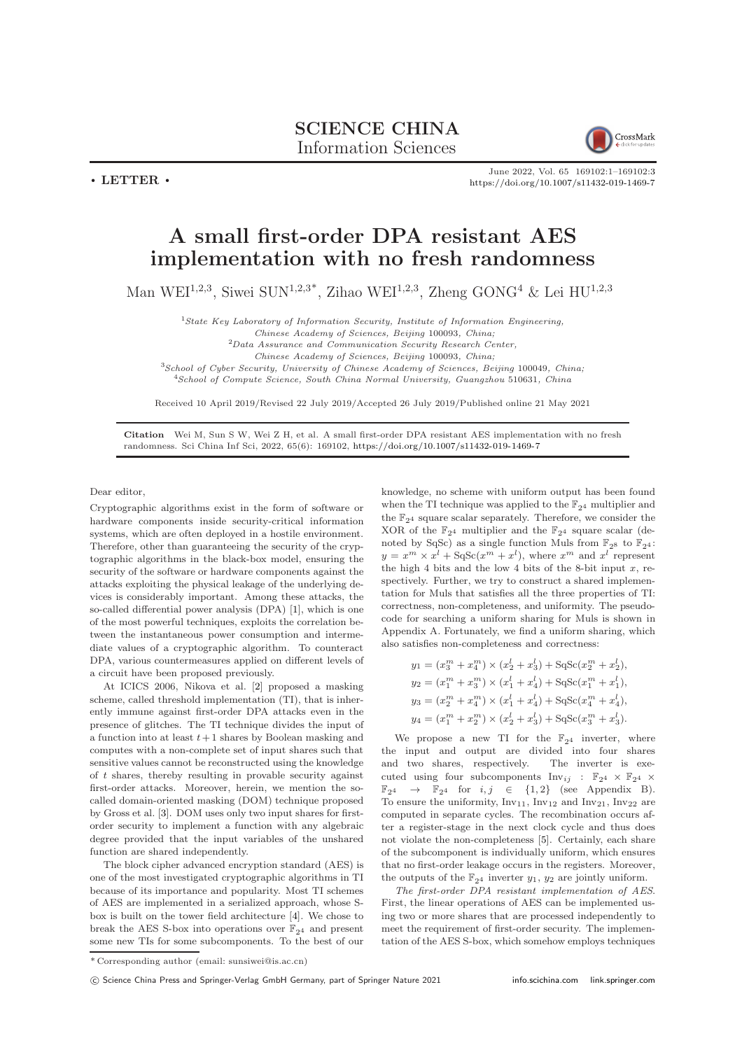**SCIENCE CHINA**
**Information Sciences**

• **LETTER** •

# A small first-order DPA resistant AES implementation with no fresh randomness

Man WEI[1,2,3], Siwei SUN[1,2,3*], Zihao WEI[1,2,3], Zheng GONG[4] & Lei HU[1,2,3]

[1] *State Key Laboratory of Information Security, Institute of Information Engineering, Chinese Academy of Sciences, Beijing* 100093*, China;*
[2] *Data Assurance and Communication Security Research Center, Chinese Academy of Sciences, Beijing* 100093*, China;*
[3] *School of Cyber Security, University of Chinese Academy of Sciences, Beijing* 100049*, China;*
[4] *School of Compute Science, South China Normal University, Guangzhou* 510631*, China*

Received 10 April 2019/Revised 22 July 2019/Accepted 26 July 2019/Published online 21 May 2021

**Citation** Wei M, Sun S W, Wei Z H, et al. A small first-order DPA resistant AES implementation with no fresh randomness. Sci China Inf Sci, 2022, 65(6): 169102, https://doi.org/10.1007/s11432-019-1469-7

Dear editor,

Cryptographic algorithms exist in the form of software or hardware components inside security-critical information systems, which are often deployed in a hostile environment. Therefore, other than guaranteeing the security of the cryptographic algorithms in the black-box model, ensuring the security of the software or hardware components against the attacks exploiting the physical leakage of the underlying devices is considerably important. Among these attacks, the so-called differential power analysis (DPA) [1], which is one of the most powerful techniques, exploits the correlation between the instantaneous power consumption and intermediate values of a cryptographic algorithm. To counteract DPA, various countermeasures applied on different levels of a circuit have been proposed previously.

At ICICS 2006, Nikova et al. [2] proposed a masking scheme, called threshold implementation (TI), that is inherently immune against first-order DPA attacks even in the presence of glitches. The TI technique divides the input of a function into at least $t+1$ shares by Boolean masking and computes with a non-complete set of input shares such that sensitive values cannot be reconstructed using the knowledge of $t$ shares, thereby resulting in provable security against first-order attacks. Moreover, herein, we mention the so-called domain-oriented masking (DOM) technique proposed by Gross et al. [3]. DOM uses only two input shares for first-order security to implement a function with any algebraic degree provided that the input variables of the unshared function are shared independently.

The block cipher advanced encryption standard (AES) is one of the most investigated cryptographic algorithms in TI because of its importance and popularity. Most TI schemes of AES are implemented in a serialized approach, whose S-box is built on the tower field architecture [4]. We chose to break the AES S-box into operations over $\mathbb{F}_{2^4}$ and present some new TIs for some subcomponents. To the best of our knowledge, no scheme with uniform output has been found when the TI technique was applied to the $\mathbb{F}_{2^4}$ multiplier and the $\mathbb{F}_{2^4}$ square scalar separately. Therefore, we consider the XOR of the $\mathbb{F}_{2^4}$ multiplier and the $\mathbb{F}_{2^4}$ square scalar (denoted by SqSc) as a single function Muls from $\mathbb{F}_{2^8}$ to $\mathbb{F}_{2^4}$: $y = x^m \times x^l + \mathrm{SqSc}(x^m + x^l)$, where $x^m$ and $x^l$ represent the high 4 bits and the low 4 bits of the 8-bit input $x$, respectively. Further, we try to construct a shared implementation for Muls that satisfies all the three properties of TI: correctness, non-completeness, and uniformity. The pseudocode for searching a uniform sharing for Muls is shown in Appendix A. Fortunately, we find a uniform sharing, which also satisfies non-completeness and correctness:

$$
\begin{aligned}
y_1 &= (x_3^m + x_4^m) \times (x_2^l + x_3^l) + \mathrm{SqSc}(x_2^m + x_2^l),\\
y_2 &= (x_1^m + x_3^m) \times (x_1^l + x_4^l) + \mathrm{SqSc}(x_1^m + x_1^l),\\
y_3 &= (x_2^m + x_4^m) \times (x_1^l + x_4^l) + \mathrm{SqSc}(x_4^m + x_4^l),\\
y_4 &= (x_1^m + x_2^m) \times (x_2^l + x_3^l) + \mathrm{SqSc}(x_3^m + x_3^l).
\end{aligned}
$$

We propose a new TI for the $\mathbb{F}_{2^4}$ inverter, where the input and output are divided into four shares and two shares, respectively. The inverter is executed using four subcomponents $\mathrm{Inv}_{ij} : \mathbb{F}_{2^4} \times \mathbb{F}_{2^4} \times \mathbb{F}_{2^4} \to \mathbb{F}_{2^4}$ for $i, j \in \{1, 2\}$ (see Appendix B). To ensure the uniformity, $\mathrm{Inv}_{11}$, $\mathrm{Inv}_{12}$ and $\mathrm{Inv}_{21}$, $\mathrm{Inv}_{22}$ are computed in separate cycles. The recombination occurs after a register-stage in the next clock cycle and thus does not violate the non-completeness [5]. Certainly, each share of the subcomponent is individually uniform, which ensures that no first-order leakage occurs in the registers. Moreover, the outputs of the $\mathbb{F}_{2^4}$ inverter $y_1$, $y_2$ are jointly uniform.

*The first-order DPA resistant implementation of AES.* First, the linear operations of AES can be implemented using two or more shares that are processed independently to meet the requirement of first-order security. The implementation of the AES S-box, which somehow employs techniques

---

\* Corresponding author (email: sunsiwei@is.ac.cn)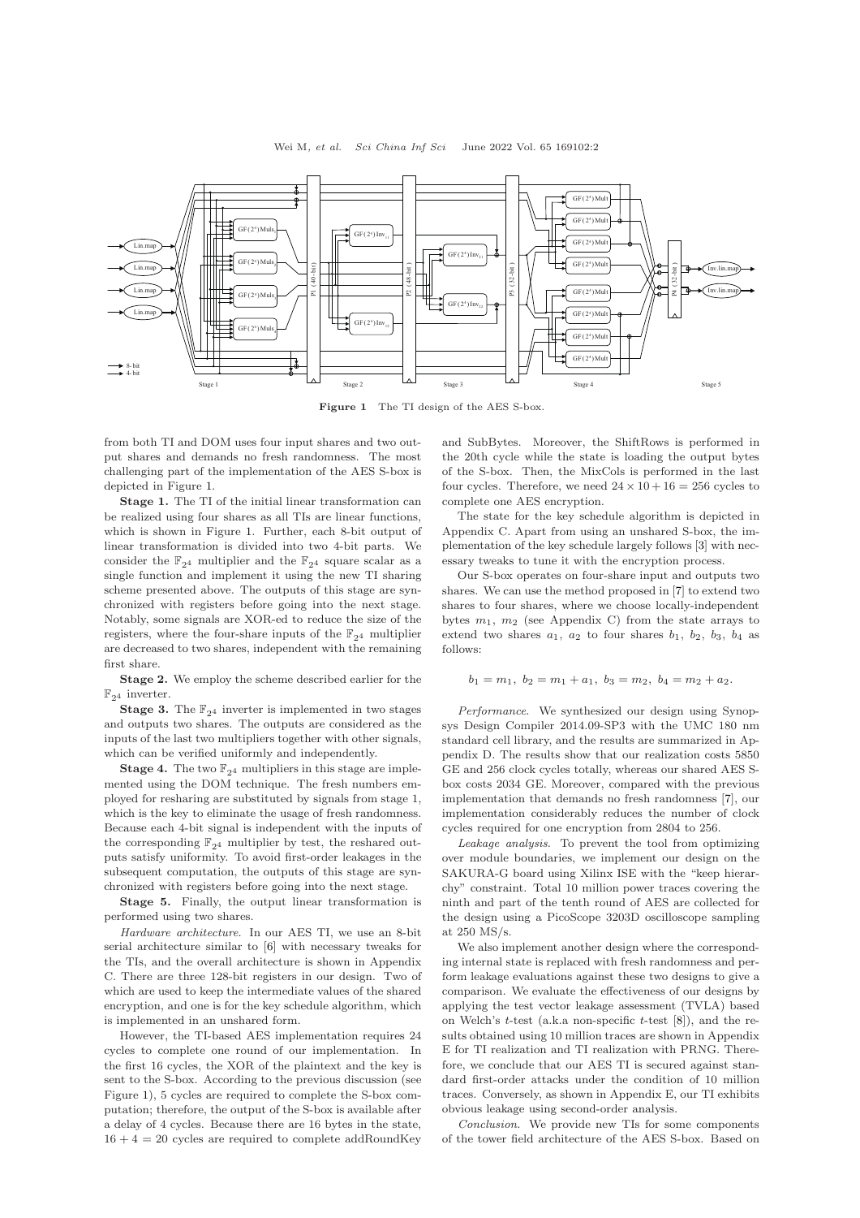**Figure 1** The TI design of the AES S-box.

from both TI and DOM uses four input shares and two output shares and demands no fresh randomness. The most challenging part of the implementation of the AES S-box is depicted in Figure 1.

**Stage 1.** The TI of the initial linear transformation can be realized using four shares as all TIs are linear functions, which is shown in Figure 1. Further, each 8-bit output of linear transformation is divided into two 4-bit parts. We consider the $\mathbb{F}_{2^4}$ multiplier and the $\mathbb{F}_{2^4}$ square scalar as a single function and implement it using the new TI sharing scheme presented above. The outputs of this stage are synchronized with registers before going into the next stage. Notably, some signals are XOR-ed to reduce the size of the registers, where the four-share inputs of the $\mathbb{F}_{2^4}$ multiplier are decreased to two shares, independent with the remaining first share.

**Stage 2.** We employ the scheme described earlier for the $\mathbb{F}_{2^4}$ inverter.

**Stage 3.** The $\mathbb{F}_{2^4}$ inverter is implemented in two stages and outputs two shares. The outputs are considered as the inputs of the last two multipliers together with other signals, which can be verified uniformly and independently.

**Stage 4.** The two $\mathbb{F}_{2^4}$ multipliers in this stage are implemented using the DOM technique. The fresh numbers employed for resharing are substituted by signals from stage 1, which is the key to eliminate the usage of fresh randomness. Because each 4-bit signal is independent with the inputs of the corresponding $\mathbb{F}_{2^4}$ multiplier by test, the reshared outputs satisfy uniformity. To avoid first-order leakages in the subsequent computation, the outputs of this stage are synchronized with registers before going into the next stage.

**Stage 5.** Finally, the output linear transformation is performed using two shares.

*Hardware architecture.* In our AES TI, we use an 8-bit serial architecture similar to [6] with necessary tweaks for the TIs, and the overall architecture is shown in Appendix C. There are three 128-bit registers in our design. Two of which are used to keep the intermediate values of the shared encryption, and one is for the key schedule algorithm, which is implemented in an unshared form.

However, the TI-based AES implementation requires 24 cycles to complete one round of our implementation. In the first 16 cycles, the XOR of the plaintext and the key is sent to the S-box. According to the previous discussion (see Figure 1), 5 cycles are required to complete the S-box computation; therefore, the output of the S-box is available after a delay of 4 cycles. Because there are 16 bytes in the state, $16 + 4 = 20$ cycles are required to complete addRoundKey and SubBytes. Moreover, the ShiftRows is performed in the 20th cycle while the state is loading the output bytes of the S-box. Then, the MixCols is performed in the last four cycles. Therefore, we need $24 \times 10 + 16 = 256$ cycles to complete one AES encryption.

The state for the key schedule algorithm is depicted in Appendix C. Apart from using an unshared S-box, the implementation of the key schedule largely follows [3] with necessary tweaks to tune it with the encryption process.

Our S-box operates on four-share input and outputs two shares. We can use the method proposed in [7] to extend two shares to four shares, where we choose locally-independent bytes $m_1$, $m_2$ (see Appendix C) from the state arrays to extend two shares $a_1$, $a_2$ to four shares $b_1$, $b_2$, $b_3$, $b_4$ as follows:

$$b_1 = m_1,\ b_2 = m_1 + a_1,\ b_3 = m_2,\ b_4 = m_2 + a_2.$$

*Performance.* We synthesized our design using Synopsys Design Compiler 2014.09-SP3 with the UMC 180 nm standard cell library, and the results are summarized in Appendix D. The results show that our realization costs 5850 GE and 256 clock cycles totally, whereas our shared AES S-box costs 2034 GE. Moreover, compared with the previous implementation that demands no fresh randomness [7], our implementation considerably reduces the number of clock cycles required for one encryption from 2804 to 256.

*Leakage analysis.* To prevent the tool from optimizing over module boundaries, we implement our design on the SAKURA-G board using Xilinx ISE with the "keep hierarchy" constraint. Total 10 million power traces covering the ninth and part of the tenth round of AES are collected for the design using a PicoScope 3203D oscilloscope sampling at 250 MS/s.

We also implement another design where the corresponding internal state is replaced with fresh randomness and perform leakage evaluations against these two designs to give a comparison. We evaluate the effectiveness of our designs by applying the test vector leakage assessment (TVLA) based on Welch's $t$-test (a.k.a non-specific $t$-test [8]), and the results obtained using 10 million traces are shown in Appendix E for TI realization and TI realization with PRNG. Therefore, we conclude that our AES TI is secured against standard first-order attacks under the condition of 10 million traces. Conversely, as shown in Appendix E, our TI exhibits obvious leakage using second-order analysis.

*Conclusion.* We provide new TIs for some components of the tower field architecture of the AES S-box. Based on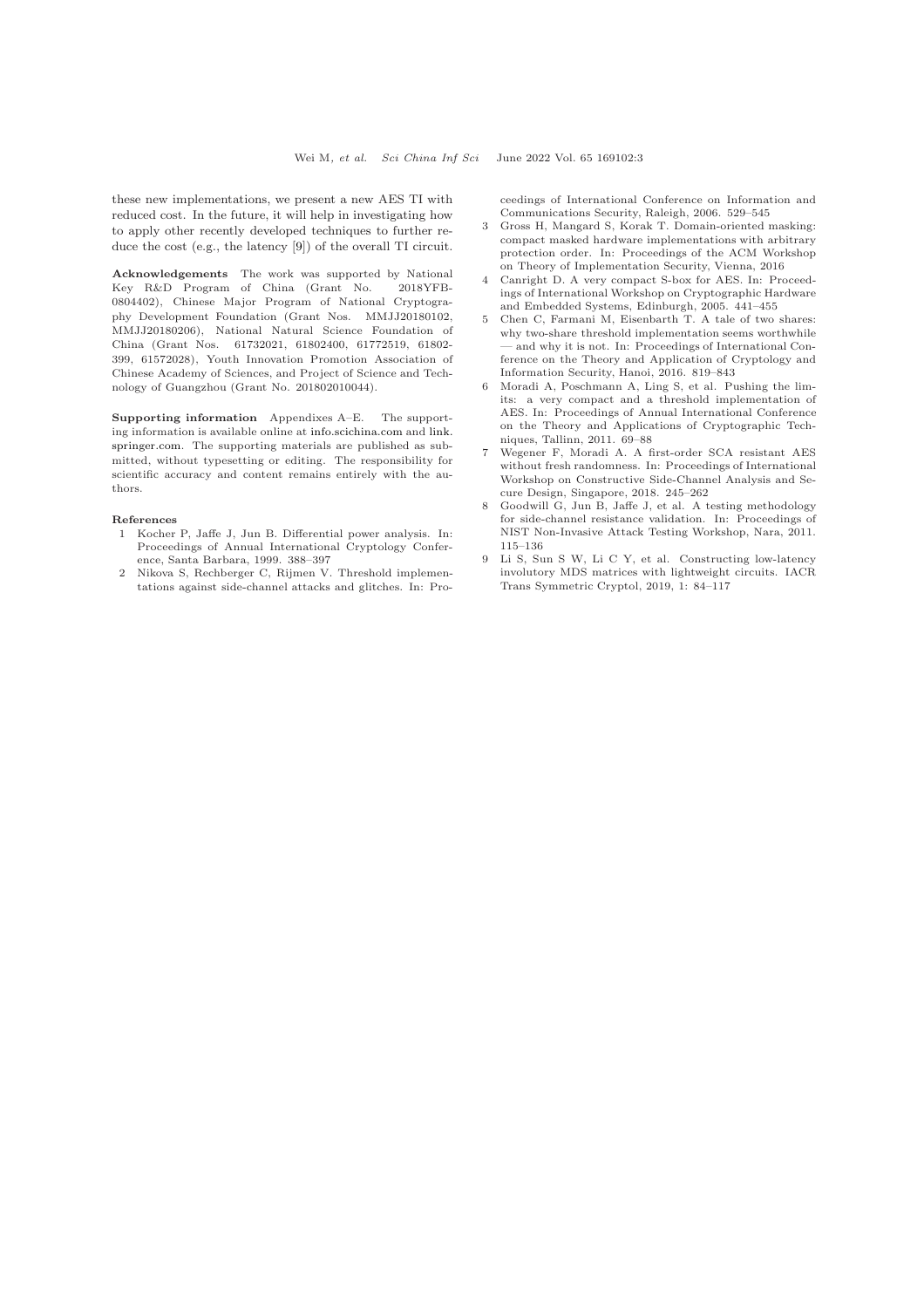these new implementations, we present a new AES TI with reduced cost. In the future, it will help in investigating how to apply other recently developed techniques to further reduce the cost (e.g., the latency [9]) of the overall TI circuit.

**Acknowledgements** The work was supported by National Key R&D Program of China (Grant No. 2018YFB-0804402), Chinese Major Program of National Cryptography Development Foundation (Grant Nos. MMJJ20180102, MMJJ20180206), National Natural Science Foundation of China (Grant Nos. 61732021, 61802400, 61772519, 61802-399, 61572028), Youth Innovation Promotion Association of Chinese Academy of Sciences, and Project of Science and Technology of Guangzhou (Grant No. 201802010044).

**Supporting information** Appendixes A–E. The supporting information is available online at info.scichina.com and link.springer.com. The supporting materials are published as submitted, without typesetting or editing. The responsibility for scientific accuracy and content remains entirely with the authors.

**References**

1. Kocher P, Jaffe J, Jun B. Differential power analysis. In: Proceedings of Annual International Cryptology Conference, Santa Barbara, 1999. 388–397
2. Nikova S, Rechberger C, Rijmen V. Threshold implementations against side-channel attacks and glitches. In: Proceedings of International Conference on Information and Communications Security, Raleigh, 2006. 529–545
3. Gross H, Mangard S, Korak T. Domain-oriented masking: compact masked hardware implementations with arbitrary protection order. In: Proceedings of the ACM Workshop on Theory of Implementation Security, Vienna, 2016
4. Canright D. A very compact S-box for AES. In: Proceedings of International Workshop on Cryptographic Hardware and Embedded Systems, Edinburgh, 2005. 441–455
5. Chen C, Farmani M, Eisenbarth T. A tale of two shares: why two-share threshold implementation seems worthwhile — and why it is not. In: Proceedings of International Conference on the Theory and Application of Cryptology and Information Security, Hanoi, 2016. 819–843
6. Moradi A, Poschmann A, Ling S, et al. Pushing the limits: a very compact and a threshold implementation of AES. In: Proceedings of Annual International Conference on the Theory and Applications of Cryptographic Techniques, Tallinn, 2011. 69–88
7. Wegener F, Moradi A. A first-order SCA resistant AES without fresh randomness. In: Proceedings of International Workshop on Constructive Side-Channel Analysis and Secure Design, Singapore, 2018. 245–262
8. Goodwill G, Jun B, Jaffe J, et al. A testing methodology for side-channel resistance validation. In: Proceedings of NIST Non-Invasive Attack Testing Workshop, Nara, 2011. 115–136
9. Li S, Sun S W, Li C Y, et al. Constructing low-latency involutory MDS matrices with lightweight circuits. IACR Trans Symmetric Cryptol, 2019, 1: 84–117